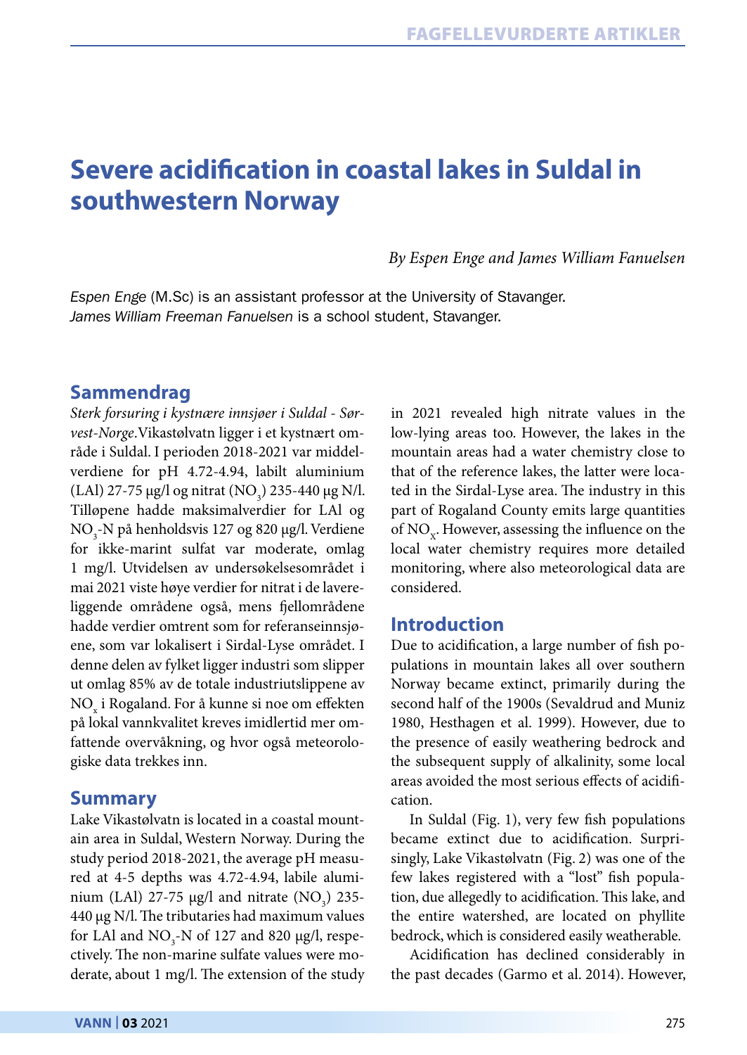# Severe acidification in coastal lakes in Suldal in southwestern Norway

*By Espen Enge and James William Fanuelsen*

*Espen Enge* (M.Sc) is an assistant professor at the University of Stavanger.
*James William Freeman Fanuelsen* is a school student, Stavanger.

## Sammendrag

*Sterk forsuring i kystnære innsjøer i Suldal - Sørvest-Norge*.Vikastølvatn ligger i et kystnært område i Suldal. I perioden 2018-2021 var middelverdiene for pH 4.72-4.94, labilt aluminium (LAl) 27-75 µg/l og nitrat ($NO_3$) 235-440 µg N/l. Tilløpene hadde maksimalverdier for LAl og $NO_3$-N på henholdsvis 127 og 820 µg/l. Verdiene for ikke-marint sulfat var moderate, omlag 1 mg/l. Utvidelsen av undersøkelsesområdet i mai 2021 viste høye verdier for nitrat i de lavereliggende områdene også, mens fjellområdene hadde verdier omtrent som for referanseinnsjøene, som var lokalisert i Sirdal-Lyse området. I denne delen av fylket ligger industri som slipper ut omlag 85% av de totale industriutslippene av $NO_x$ i Rogaland. For å kunne si noe om effekten på lokal vannkvalitet kreves imidlertid mer omfattende overvåkning, og hvor også meteorologiske data trekkes inn.

## Summary

Lake Vikastølvatn is located in a coastal mountain area in Suldal, Western Norway. During the study period 2018-2021, the average pH measured at 4-5 depths was 4.72-4.94, labile aluminium (LAl) 27-75 µg/l and nitrate ($NO_3$) 235-440 µg N/l. The tributaries had maximum values for LAl and $NO_3$-N of 127 and 820 µg/l, respectively. The non-marine sulfate values were moderate, about 1 mg/l. The extension of the study in 2021 revealed high nitrate values in the low-lying areas too. However, the lakes in the mountain areas had a water chemistry close to that of the reference lakes, the latter were located in the Sirdal-Lyse area. The industry in this part of Rogaland County emits large quantities of $NO_X$. However, assessing the influence on the local water chemistry requires more detailed monitoring, where also meteorological data are considered.

## Introduction

Due to acidification, a large number of fish populations in mountain lakes all over southern Norway became extinct, primarily during the second half of the 1900s (Sevaldrud and Muniz 1980, Hesthagen et al. 1999). However, due to the presence of easily weathering bedrock and the subsequent supply of alkalinity, some local areas avoided the most serious effects of acidification.

In Suldal (Fig. 1), very few fish populations became extinct due to acidification. Surprisingly, Lake Vikastølvatn (Fig. 2) was one of the few lakes registered with a "lost" fish population, due allegedly to acidification. This lake, and the entire watershed, are located on phyllite bedrock, which is considered easily weatherable.

Acidification has declined considerably in the past decades (Garmo et al. 2014). However,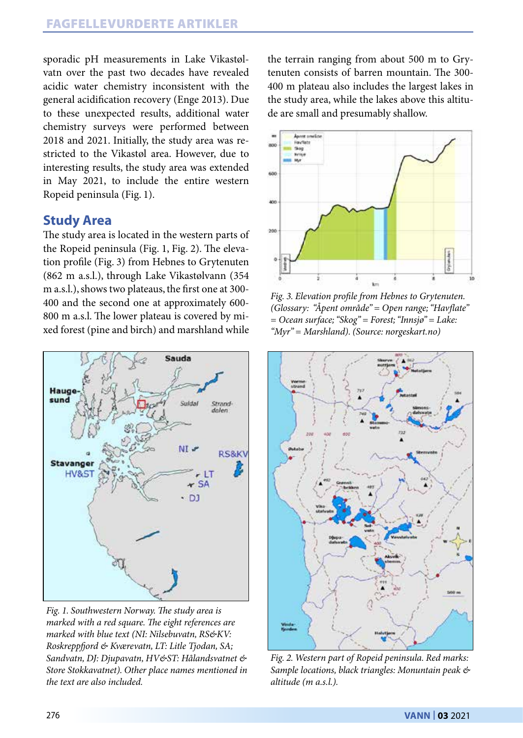sporadic pH measurements in Lake Vikastølvatn over the past two decades have revealed acidic water chemistry inconsistent with the general acidification recovery (Enge 2013). Due to these unexpected results, additional water chemistry surveys were performed between 2018 and 2021. Initially, the study area was restricted to the Vikastøl area. However, due to interesting results, the study area was extended in May 2021, to include the entire western Ropeid peninsula (Fig. 1).

## Study Area

The study area is located in the western parts of the Ropeid peninsula (Fig. 1, Fig. 2). The elevation profile (Fig. 3) from Hebnes to Grytenuten (862 m a.s.l.), through Lake Vikastølvann (354 m a.s.l.), shows two plateaus, the first one at 300-400 and the second one at approximately 600-800 m a.s.l. The lower plateau is covered by mixed forest (pine and birch) and marshland while the terrain ranging from about 500 m to Grytenuten consists of barren mountain. The 300-400 m plateau also includes the largest lakes in the study area, while the lakes above this altitude are small and presumably shallow.

*Fig. 3. Elevation profile from Hebnes to Grytenuten. (Glossary: "Åpent område" = Open range; "Havflate" = Ocean surface; "Skog" = Forest; "Innsjø" = Lake: "Myr" = Marshland). (Source: norgeskart.no)*

*Fig. 1. Southwestern Norway. The study area is marked with a red square. The eight references are marked with blue text (NI: Nilsebuvatn, RS&KV: Roskreppfjord & Kværevatn, LT: Litle Tjodan, SA; Sandvatn, DJ: Djupavatn, HV&ST: Hålandsvatnet & Store Stokkavatnet). Other place names mentioned in the text are also included.*

*Fig. 2. Western part of Ropeid peninsula. Red marks: Sample locations, black triangles: Monuntain peak & altitude (m a.s.l.).*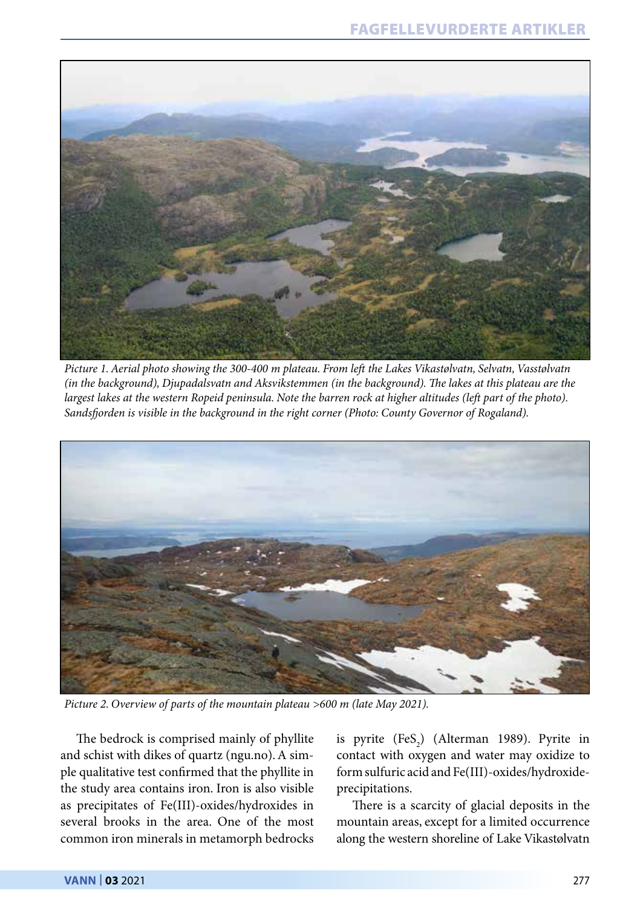*Picture 1. Aerial photo showing the 300-400 m plateau. From left the Lakes Vikastølvatn, Selvatn, Vasstølvatn (in the background), Djupadalsvatn and Aksvikstemmen (in the background). The lakes at this plateau are the largest lakes at the western Ropeid peninsula. Note the barren rock at higher altitudes (left part of the photo). Sandsfjorden is visible in the background in the right corner (Photo: County Governor of Rogaland).*

*Picture 2. Overview of parts of the mountain plateau >600 m (late May 2021).*

The bedrock is comprised mainly of phyllite and schist with dikes of quartz (ngu.no). A simple qualitative test confirmed that the phyllite in the study area contains iron. Iron is also visible as precipitates of Fe(III)-oxides/hydroxides in several brooks in the area. One of the most common iron minerals in metamorph bedrocks is pyrite ($FeS_2$) (Alterman 1989). Pyrite in contact with oxygen and water may oxidize to form sulfuric acid and Fe(III)-oxides/hydroxide-precipitations.

There is a scarcity of glacial deposits in the mountain areas, except for a limited occurrence along the western shoreline of Lake Vikastølvatn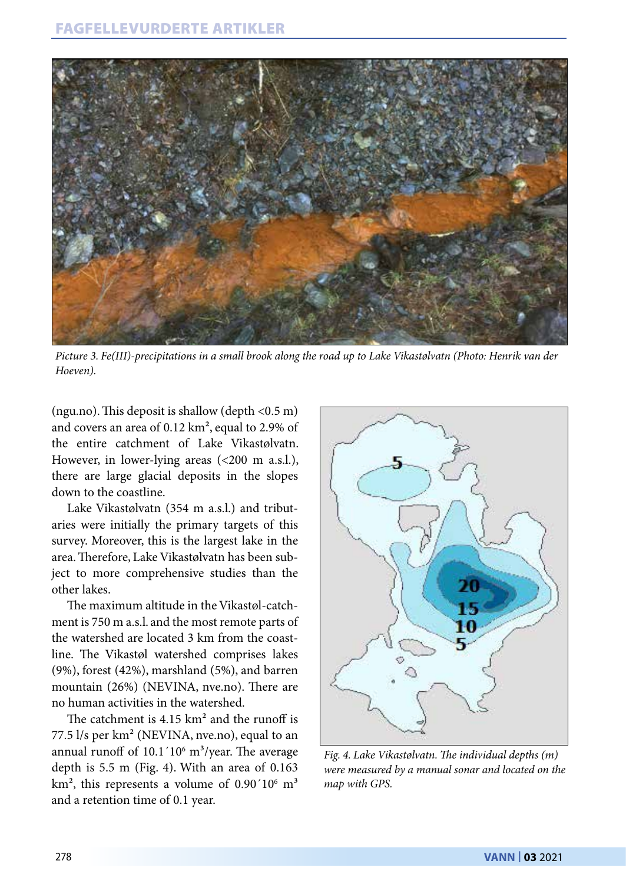*Picture 3. Fe(III)-precipitations in a small brook along the road up to Lake Vikastølvatn (Photo: Henrik van der Hoeven).*

(ngu.no). This deposit is shallow (depth <0.5 m) and covers an area of 0.12 km², equal to 2.9% of the entire catchment of Lake Vikastølvatn. However, in lower-lying areas (<200 m a.s.l.), there are large glacial deposits in the slopes down to the coastline.

Lake Vikastølvatn (354 m a.s.l.) and tributaries were initially the primary targets of this survey. Moreover, this is the largest lake in the area. Therefore, Lake Vikastølvatn has been subject to more comprehensive studies than the other lakes.

The maximum altitude in the Vikastøl-catchment is 750 m a.s.l. and the most remote parts of the watershed are located 3 km from the coastline. The Vikastøl watershed comprises lakes (9%), forest (42%), marshland (5%), and barren mountain (26%) (NEVINA, nve.no). There are no human activities in the watershed.

The catchment is 4.15 km² and the runoff is 77.5 l/s per km² (NEVINA, nve.no), equal to an annual runoff of $10.1 \times 10^6$ m³/year. The average depth is 5.5 m (Fig. 4). With an area of 0.163 km², this represents a volume of $0.90 \times 10^6$ m³ and a retention time of 0.1 year.

*Fig. 4. Lake Vikastølvatn. The individual depths (m) were measured by a manual sonar and located on the map with GPS.*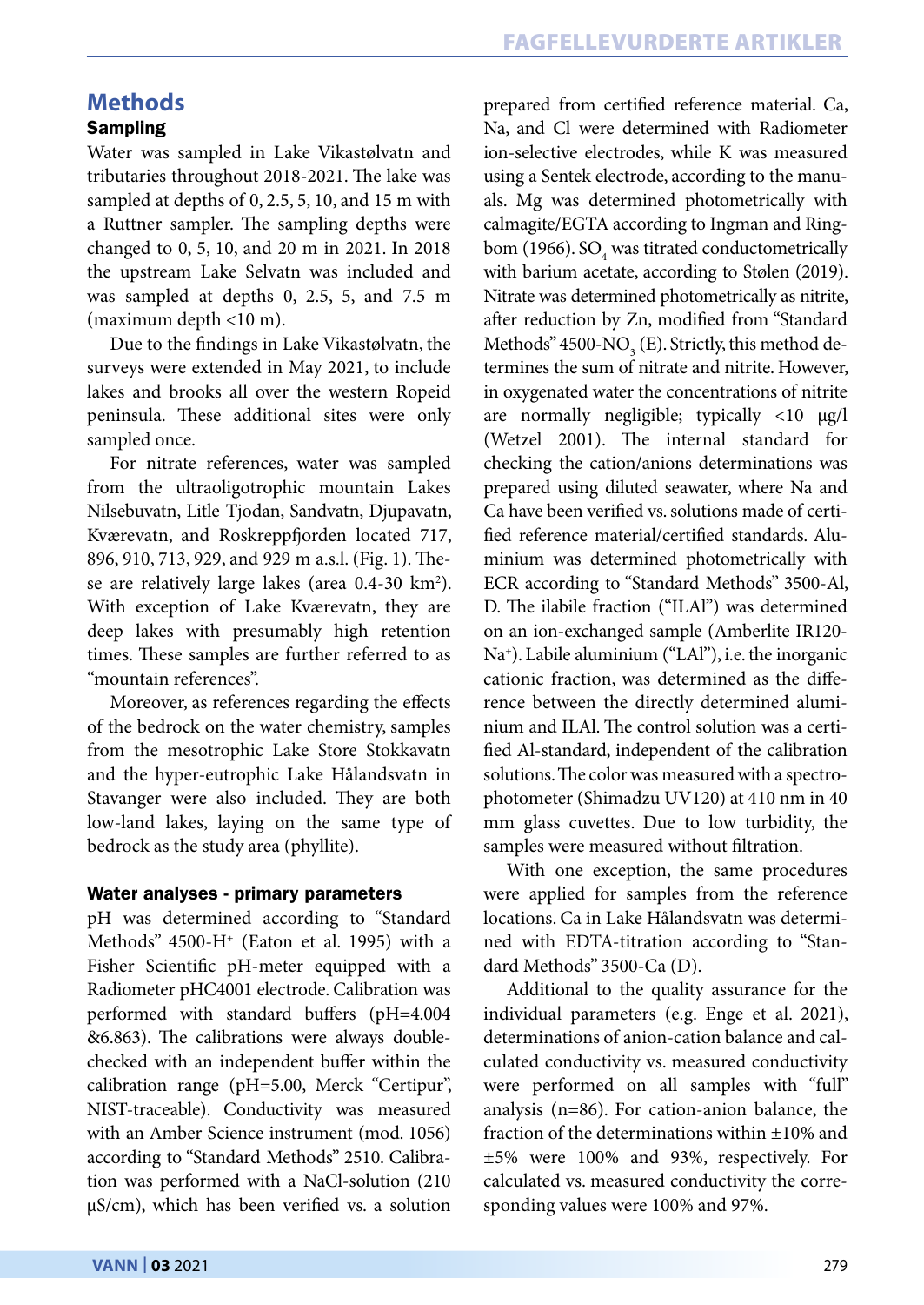## Methods

### Sampling

Water was sampled in Lake Vikastølvatn and tributaries throughout 2018-2021. The lake was sampled at depths of 0, 2.5, 5, 10, and 15 m with a Ruttner sampler. The sampling depths were changed to 0, 5, 10, and 20 m in 2021. In 2018 the upstream Lake Selvatn was included and was sampled at depths 0, 2.5, 5, and 7.5 m (maximum depth <10 m).

Due to the findings in Lake Vikastølvatn, the surveys were extended in May 2021, to include lakes and brooks all over the western Ropeid peninsula. These additional sites were only sampled once.

For nitrate references, water was sampled from the ultraoligotrophic mountain Lakes Nilsebuvatn, Litle Tjodan, Sandvatn, Djupavatn, Kværevatn, and Roskreppfjorden located 717, 896, 910, 713, 929, and 929 m a.s.l. (Fig. 1). These are relatively large lakes (area 0.4-30 $km^2$). With exception of Lake Kværevatn, they are deep lakes with presumably high retention times. These samples are further referred to as "mountain references".

Moreover, as references regarding the effects of the bedrock on the water chemistry, samples from the mesotrophic Lake Store Stokkavatn and the hyper-eutrophic Lake Hålandsvatn in Stavanger were also included. They are both low-land lakes, laying on the same type of bedrock as the study area (phyllite).

### Water analyses - primary parameters

pH was determined according to "Standard Methods" 4500-$H^+$ (Eaton et al. 1995) with a Fisher Scientific pH-meter equipped with a Radiometer pHC4001 electrode. Calibration was performed with standard buffers (pH=4.004 &6.863). The calibrations were always double-checked with an independent buffer within the calibration range (pH=5.00, Merck "Certipur", NIST-traceable). Conductivity was measured with an Amber Science instrument (mod. 1056) according to "Standard Methods" 2510. Calibration was performed with a NaCl-solution (210 µS/cm), which has been verified vs. a solution prepared from certified reference material. Ca, Na, and Cl were determined with Radiometer ion-selective electrodes, while K was measured using a Sentek electrode, according to the manuals. Mg was determined photometrically with calmagite/EGTA according to Ingman and Ringbom (1966). $SO_4$ was titrated conductometrically with barium acetate, according to Stølen (2019). Nitrate was determined photometrically as nitrite, after reduction by Zn, modified from "Standard Methods" 4500-$NO_3$ (E). Strictly, this method determines the sum of nitrate and nitrite. However, in oxygenated water the concentrations of nitrite are normally negligible; typically <10 µg/l (Wetzel 2001). The internal standard for checking the cation/anions determinations was prepared using diluted seawater, where Na and Ca have been verified vs. solutions made of certified reference material/certified standards. Aluminium was determined photometrically with ECR according to "Standard Methods" 3500-Al, D. The ilabile fraction ("ILAl") was determined on an ion-exchanged sample (Amberlite IR120-$Na^+$). Labile aluminium ("LAl"), i.e. the inorganic cationic fraction, was determined as the difference between the directly determined aluminium and ILAl. The control solution was a certified Al-standard, independent of the calibration solutions. The color was measured with a spectrophotometer (Shimadzu UV120) at 410 nm in 40 mm glass cuvettes. Due to low turbidity, the samples were measured without filtration.

With one exception, the same procedures were applied for samples from the reference locations. Ca in Lake Hålandsvatn was determined with EDTA-titration according to "Standard Methods" 3500-Ca (D).

Additional to the quality assurance for the individual parameters (e.g. Enge et al. 2021), determinations of anion-cation balance and calculated conductivity vs. measured conductivity were performed on all samples with "full" analysis (n=86). For cation-anion balance, the fraction of the determinations within ±10% and ±5% were 100% and 93%, respectively. For calculated vs. measured conductivity the corresponding values were 100% and 97%.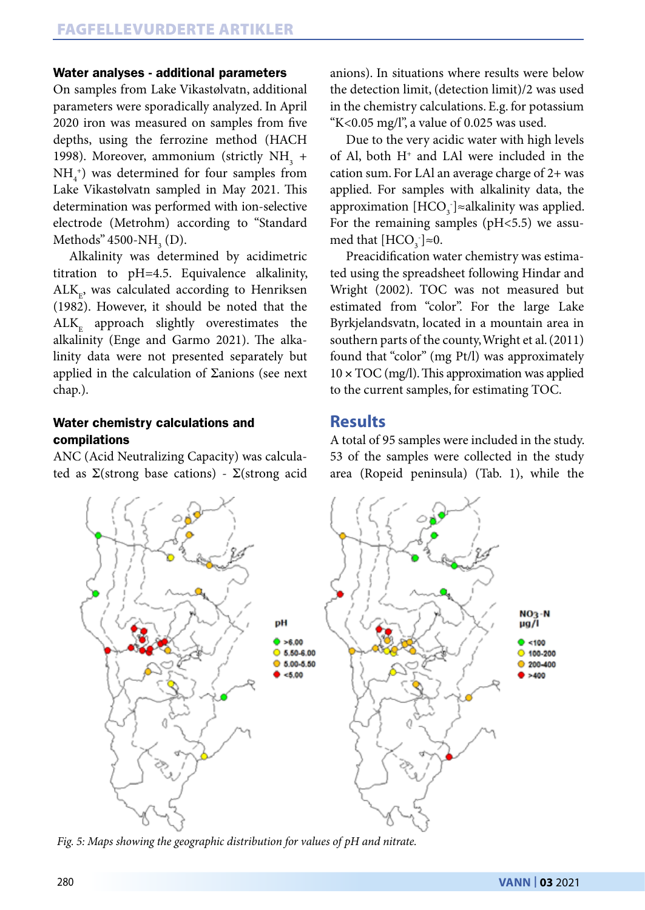#### Water analyses - additional parameters

On samples from Lake Vikastølvatn, additional parameters were sporadically analyzed. In April 2020 iron was measured on samples from five depths, using the ferrozine method (HACH 1998). Moreover, ammonium (strictly $NH_3$ + $NH_4^+$) was determined for four samples from Lake Vikastølvatn sampled in May 2021. This determination was performed with ion-selective electrode (Metrohm) according to "Standard Methods" 4500-$NH_3$ (D).

Alkalinity was determined by acidimetric titration to pH=4.5. Equivalence alkalinity, $ALK_E$, was calculated according to Henriksen (1982). However, it should be noted that the $ALK_E$ approach slightly overestimates the alkalinity (Enge and Garmo 2021). The alkalinity data were not presented separately but applied in the calculation of Σanions (see next chap.).

#### Water chemistry calculations and compilations

ANC (Acid Neutralizing Capacity) was calculated as Σ(strong base cations) - Σ(strong acid anions). In situations where results were below the detection limit, (detection limit)/2 was used in the chemistry calculations. E.g. for potassium "K<0.05 mg/l", a value of 0.025 was used.

Due to the very acidic water with high levels of Al, both $H^+$ and LAl were included in the cation sum. For LAl an average charge of 2+ was applied. For samples with alkalinity data, the approximation $[HCO_3^-]$≈alkalinity was applied. For the remaining samples (pH<5.5) we assumed that $[HCO_3^-]$≈0.

Preacidification water chemistry was estimated using the spreadsheet following Hindar and Wright (2002). TOC was not measured but estimated from "color". For the large Lake Byrkjelandsvatn, located in a mountain area in southern parts of the county, Wright et al. (2011) found that "color" (mg Pt/l) was approximately 10 × TOC (mg/l). This approximation was applied to the current samples, for estimating TOC.

## Results

A total of 95 samples were included in the study. 53 of the samples were collected in the study area (Ropeid peninsula) (Tab. 1), while the

*Fig. 5: Maps showing the geographic distribution for values of pH and nitrate.*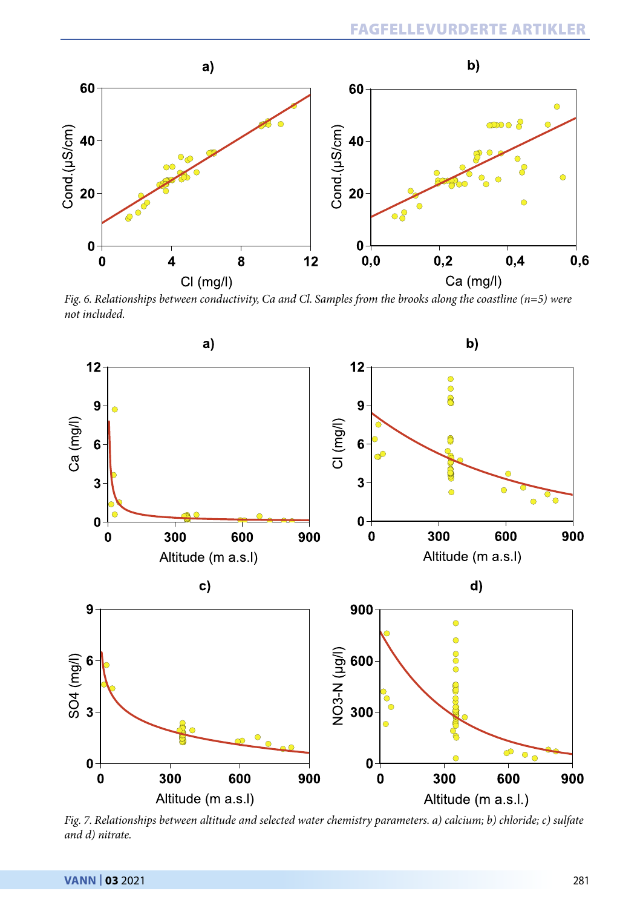*Fig. 6. Relationships between conductivity, Ca and Cl. Samples from the brooks along the coastline (n=5) were not included.*

*Fig. 7. Relationships between altitude and selected water chemistry parameters. a) calcium; b) chloride; c) sulfate and d) nitrate.*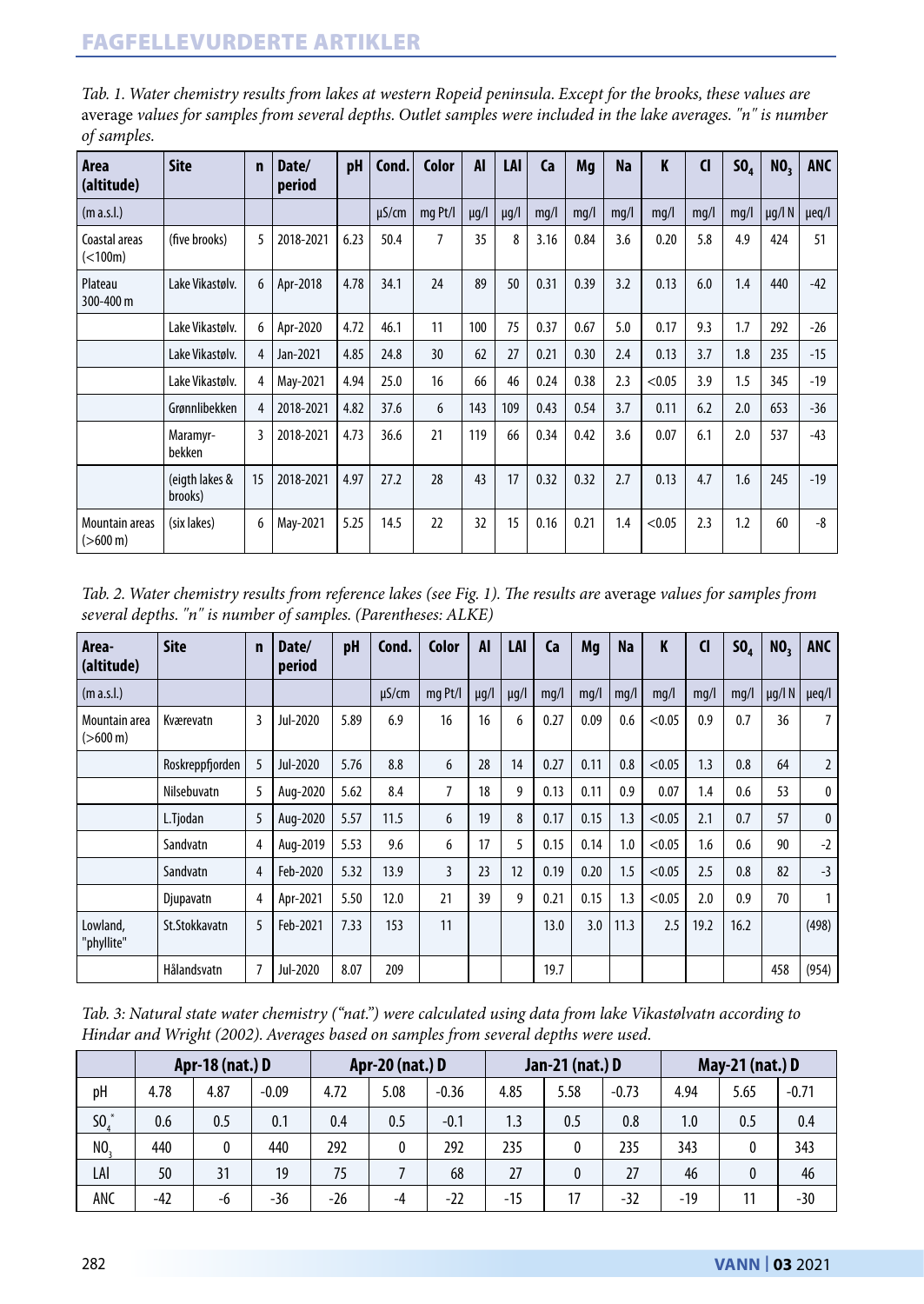*Tab. 1. Water chemistry results from lakes at western Ropeid peninsula. Except for the brooks, these values are* average *values for samples from several depths. Outlet samples were included in the lake averages. "n" is number of samples.*

| Area (altitude) | Site | n | Date/ period | pH | Cond. | Color | Al | LAl | Ca | Mg | Na | K | Cl | $SO_4$ | $NO_3$ | ANC |
|---|---|---|---|---|---|---|---|---|---|---|---|---|---|---|---|---|
| (m a.s.l.) | | | | | µS/cm | mg Pt/l | µg/l | µg/l | mg/l | mg/l | mg/l | mg/l | mg/l | mg/l | µg/l N | µeq/l |
| Coastal areas (<100m) | (five brooks) | 5 | 2018-2021 | 6.23 | 50.4 | 7 | 35 | 8 | 3.16 | 0.84 | 3.6 | 0.20 | 5.8 | 4.9 | 424 | 51 |
| Plateau 300-400 m | Lake Vikastølv. | 6 | Apr-2018 | 4.78 | 34.1 | 24 | 89 | 50 | 0.31 | 0.39 | 3.2 | 0.13 | 6.0 | 1.4 | 440 | -42 |
| | Lake Vikastølv. | 6 | Apr-2020 | 4.72 | 46.1 | 11 | 100 | 75 | 0.37 | 0.67 | 5.0 | 0.17 | 9.3 | 1.7 | 292 | -26 |
| | Lake Vikastølv. | 4 | Jan-2021 | 4.85 | 24.8 | 30 | 62 | 27 | 0.21 | 0.30 | 2.4 | 0.13 | 3.7 | 1.8 | 235 | -15 |
| | Lake Vikastølv. | 4 | May-2021 | 4.94 | 25.0 | 16 | 66 | 46 | 0.24 | 0.38 | 2.3 | <0.05 | 3.9 | 1.5 | 345 | -19 |
| | Grønnlibekken | 4 | 2018-2021 | 4.82 | 37.6 | 6 | 143 | 109 | 0.43 | 0.54 | 3.7 | 0.11 | 6.2 | 2.0 | 653 | -36 |
| | Maramyr-bekken | 3 | 2018-2021 | 4.73 | 36.6 | 21 | 119 | 66 | 0.34 | 0.42 | 3.6 | 0.07 | 6.1 | 2.0 | 537 | -43 |
| | (eigth lakes & brooks) | 15 | 2018-2021 | 4.97 | 27.2 | 28 | 43 | 17 | 0.32 | 0.32 | 2.7 | 0.13 | 4.7 | 1.6 | 245 | -19 |
| Mountain areas (>600 m) | (six lakes) | 6 | May-2021 | 5.25 | 14.5 | 22 | 32 | 15 | 0.16 | 0.21 | 1.4 | <0.05 | 2.3 | 1.2 | 60 | -8 |

*Tab. 2. Water chemistry results from reference lakes (see Fig. 1). The results are* average *values for samples from several depths. "n" is number of samples. (Parentheses: ALKE)*

| Area-(altitude) | Site | n | Date/ period | pH | Cond. | Color | Al | LAl | Ca | Mg | Na | K | Cl | $SO_4$ | $NO_3$ | ANC |
|---|---|---|---|---|---|---|---|---|---|---|---|---|---|---|---|---|
| (m a.s.l.) | | | | | µS/cm | mg Pt/l | µg/l | µg/l | mg/l | mg/l | mg/l | mg/l | mg/l | mg/l | µg/l N | µeq/l |
| Mountain area (>600 m) | Kværevatn | 3 | Jul-2020 | 5.89 | 6.9 | 16 | 16 | 6 | 0.27 | 0.09 | 0.6 | <0.05 | 0.9 | 0.7 | 36 | 7 |
| | Roskreppfjorden | 5 | Jul-2020 | 5.76 | 8.8 | 6 | 28 | 14 | 0.27 | 0.11 | 0.8 | <0.05 | 1.3 | 0.8 | 64 | 2 |
| | Nilsebuvatn | 5 | Aug-2020 | 5.62 | 8.4 | 7 | 18 | 9 | 0.13 | 0.11 | 0.9 | 0.07 | 1.4 | 0.6 | 53 | 0 |
| | L.Tjodan | 5 | Aug-2020 | 5.57 | 11.5 | 6 | 19 | 8 | 0.17 | 0.15 | 1.3 | <0.05 | 2.1 | 0.7 | 57 | 0 |
| | Sandvatn | 4 | Aug-2019 | 5.53 | 9.6 | 6 | 17 | 5 | 0.15 | 0.14 | 1.0 | <0.05 | 1.6 | 0.6 | 90 | -2 |
| | Sandvatn | 4 | Feb-2020 | 5.32 | 13.9 | 3 | 23 | 12 | 0.19 | 0.20 | 1.5 | <0.05 | 2.5 | 0.8 | 82 | -3 |
| | Djupavatn | 4 | Apr-2021 | 5.50 | 12.0 | 21 | 39 | 9 | 0.21 | 0.15 | 1.3 | <0.05 | 2.0 | 0.9 | 70 | 1 |
| Lowland, "phyllite" | St.Stokkavatn | 5 | Feb-2021 | 7.33 | 153 | 11 | | | 13.0 | 3.0 | 11.3 | 2.5 | 19.2 | 16.2 | | (498) |
| | Hålandsvatn | 7 | Jul-2020 | 8.07 | 209 | | | | 19.7 | | | | | | 458 | (954) |

*Tab. 3: Natural state water chemistry ("nat.") were calculated using data from lake Vikastølvatn according to Hindar and Wright (2002). Averages based on samples from several depths were used.*

| | Apr-18 (nat.) D | | | Apr-20 (nat.) D | | | Jan-21 (nat.) D | | | May-21 (nat.) D | | |
|---|---|---|---|---|---|---|---|---|---|---|---|---|
| pH | 4.78 | 4.87 | -0.09 | 4.72 | 5.08 | -0.36 | 4.85 | 5.58 | -0.73 | 4.94 | 5.65 | -0.71 |
| $SO_4^*$ | 0.6 | 0.5 | 0.1 | 0.4 | 0.5 | -0.1 | 1.3 | 0.5 | 0.8 | 1.0 | 0.5 | 0.4 |
| $NO_3$ | 440 | 0 | 440 | 292 | 0 | 292 | 235 | 0 | 235 | 343 | 0 | 343 |
| LAl | 50 | 31 | 19 | 75 | 7 | 68 | 27 | 0 | 27 | 46 | 0 | 46 |
| ANC | -42 | -6 | -36 | -26 | -4 | -22 | -15 | 17 | -32 | -19 | 11 | -30 |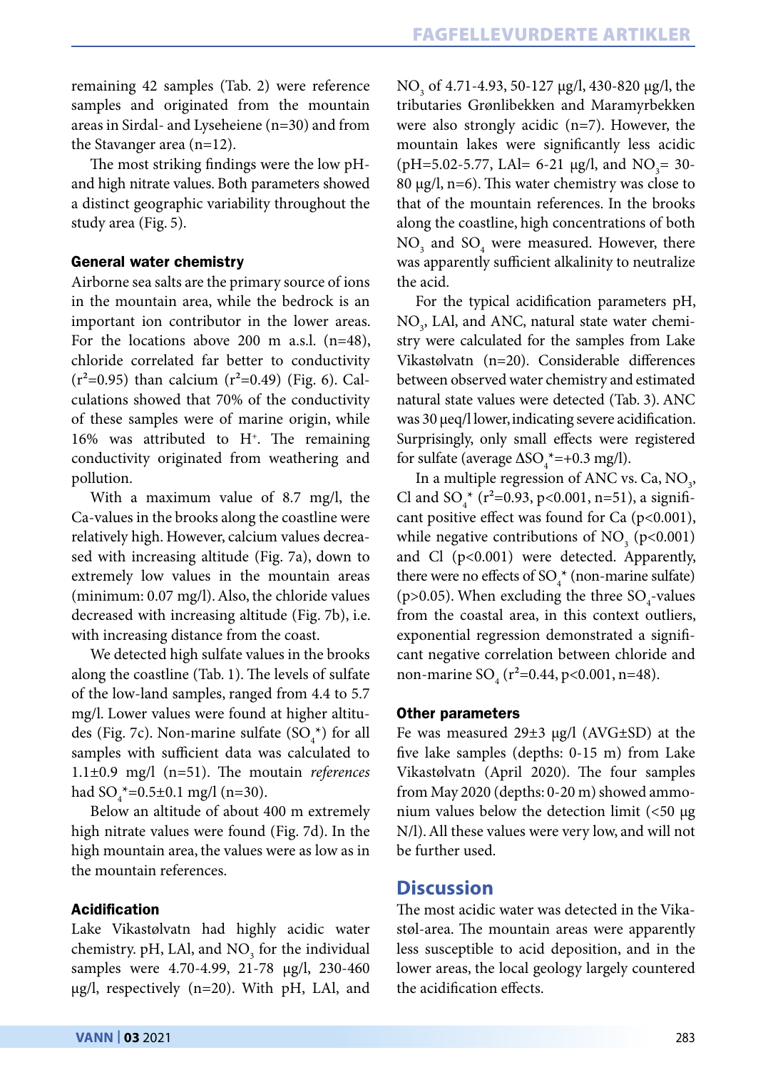remaining 42 samples (Tab. 2) were reference samples and originated from the mountain areas in Sirdal- and Lyseheiene (n=30) and from the Stavanger area (n=12).

The most striking findings were the low pH- and high nitrate values. Both parameters showed a distinct geographic variability throughout the study area (Fig. 5).

### General water chemistry

Airborne sea salts are the primary source of ions in the mountain area, while the bedrock is an important ion contributor in the lower areas. For the locations above 200 m a.s.l. (n=48), chloride correlated far better to conductivity ($r^2$=0.95) than calcium ($r^2$=0.49) (Fig. 6). Calculations showed that 70% of the conductivity of these samples were of marine origin, while 16% was attributed to $H^+$. The remaining conductivity originated from weathering and pollution.

With a maximum value of 8.7 mg/l, the Ca-values in the brooks along the coastline were relatively high. However, calcium values decreased with increasing altitude (Fig. 7a), down to extremely low values in the mountain areas (minimum: 0.07 mg/l). Also, the chloride values decreased with increasing altitude (Fig. 7b), i.e. with increasing distance from the coast.

We detected high sulfate values in the brooks along the coastline (Tab. 1). The levels of sulfate of the low-land samples, ranged from 4.4 to 5.7 mg/l. Lower values were found at higher altitudes (Fig. 7c). Non-marine sulfate ($SO_4^*$) for all samples with sufficient data was calculated to 1.1±0.9 mg/l (n=51). The moutain *references* had $SO_4^*$=0.5±0.1 mg/l (n=30).

Below an altitude of about 400 m extremely high nitrate values were found (Fig. 7d). In the high mountain area, the values were as low as in the mountain references.

### Acidification

Lake Vikastølvatn had highly acidic water chemistry. pH, LAl, and $NO_3$ for the individual samples were 4.70-4.99, 21-78 µg/l, 230-460 µg/l, respectively (n=20). With pH, LAl, and $NO_3$ of 4.71-4.93, 50-127 µg/l, 430-820 µg/l, the tributaries Grønlibekken and Maramyrbekken were also strongly acidic (n=7). However, the mountain lakes were significantly less acidic (pH=5.02-5.77, LAl= 6-21 µg/l, and $NO_3$= 30-80 µg/l, n=6). This water chemistry was close to that of the mountain references. In the brooks along the coastline, high concentrations of both $NO_3$ and $SO_4$ were measured. However, there was apparently sufficient alkalinity to neutralize the acid.

For the typical acidification parameters pH, $NO_3$, LAl, and ANC, natural state water chemistry were calculated for the samples from Lake Vikastølvatn (n=20). Considerable differences between observed water chemistry and estimated natural state values were detected (Tab. 3). ANC was 30 µeq/l lower, indicating severe acidification. Surprisingly, only small effects were registered for sulfate (average $\Delta SO_4^*$=+0.3 mg/l).

In a multiple regression of ANC vs. Ca, $NO_3$, Cl and $SO_4^*$ ($r^2$=0.93, p<0.001, n=51), a significant positive effect was found for Ca (p<0.001), while negative contributions of $NO_3$ (p<0.001) and Cl (p<0.001) were detected. Apparently, there were no effects of $SO_4^*$ (non-marine sulfate) (p>0.05). When excluding the three $SO_4$-values from the coastal area, in this context outliers, exponential regression demonstrated a significant negative correlation between chloride and non-marine $SO_4$ ($r^2$=0.44, p<0.001, n=48).

### Other parameters

Fe was measured 29±3 µg/l (AVG±SD) at the five lake samples (depths: 0-15 m) from Lake Vikastølvatn (April 2020). The four samples from May 2020 (depths: 0-20 m) showed ammonium values below the detection limit (<50 µg N/l). All these values were very low, and will not be further used.

## Discussion

The most acidic water was detected in the Vikastøl-area. The mountain areas were apparently less susceptible to acid deposition, and in the lower areas, the local geology largely countered the acidification effects.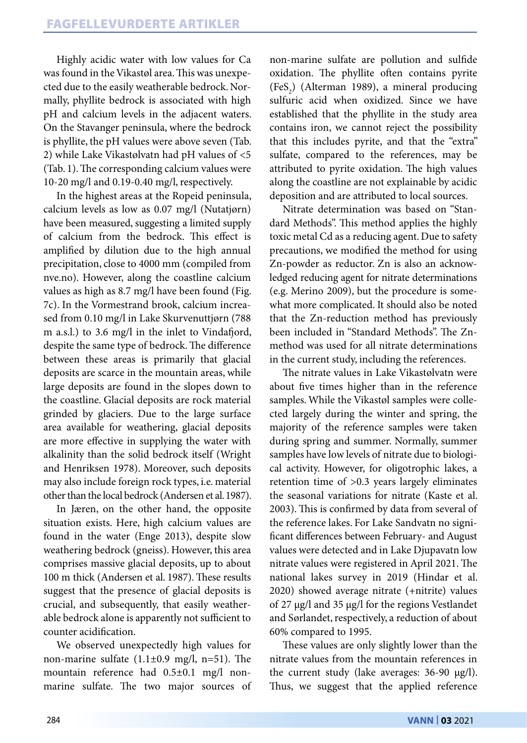Highly acidic water with low values for Ca was found in the Vikastøl area. This was unexpected due to the easily weatherable bedrock. Normally, phyllite bedrock is associated with high pH and calcium levels in the adjacent waters. On the Stavanger peninsula, where the bedrock is phyllite, the pH values were above seven (Tab. 2) while Lake Vikastølvatn had pH values of <5 (Tab. 1). The corresponding calcium values were 10-20 mg/l and 0.19-0.40 mg/l, respectively.

In the highest areas at the Ropeid peninsula, calcium levels as low as 0.07 mg/l (Nutatjørn) have been measured, suggesting a limited supply of calcium from the bedrock. This effect is amplified by dilution due to the high annual precipitation, close to 4000 mm (compiled from nve.no). However, along the coastline calcium values as high as 8.7 mg/l have been found (Fig. 7c). In the Vormestrand brook, calcium increased from 0.10 mg/l in Lake Skurvenuttjørn (788 m a.s.l.) to 3.6 mg/l in the inlet to Vindafjord, despite the same type of bedrock. The difference between these areas is primarily that glacial deposits are scarce in the mountain areas, while large deposits are found in the slopes down to the coastline. Glacial deposits are rock material grinded by glaciers. Due to the large surface area available for weathering, glacial deposits are more effective in supplying the water with alkalinity than the solid bedrock itself (Wright and Henriksen 1978). Moreover, such deposits may also include foreign rock types, i.e. material other than the local bedrock (Andersen et al. 1987).

In Jæren, on the other hand, the opposite situation exists. Here, high calcium values are found in the water (Enge 2013), despite slow weathering bedrock (gneiss). However, this area comprises massive glacial deposits, up to about 100 m thick (Andersen et al. 1987). These results suggest that the presence of glacial deposits is crucial, and subsequently, that easily weatherable bedrock alone is apparently not sufficient to counter acidification.

We observed unexpectedly high values for non-marine sulfate (1.1±0.9 mg/l, n=51). The mountain reference had 0.5±0.1 mg/l non-marine sulfate. The two major sources of non-marine sulfate are pollution and sulfide oxidation. The phyllite often contains pyrite ($FeS_2$) (Alterman 1989), a mineral producing sulfuric acid when oxidized. Since we have established that the phyllite in the study area contains iron, we cannot reject the possibility that this includes pyrite, and that the "extra" sulfate, compared to the references, may be attributed to pyrite oxidation. The high values along the coastline are not explainable by acidic deposition and are attributed to local sources.

Nitrate determination was based on "Standard Methods". This method applies the highly toxic metal Cd as a reducing agent. Due to safety precautions, we modified the method for using Zn-powder as reductor. Zn is also an acknowledged reducing agent for nitrate determinations (e.g. Merino 2009), but the procedure is somewhat more complicated. It should also be noted that the Zn-reduction method has previously been included in "Standard Methods". The Zn-method was used for all nitrate determinations in the current study, including the references.

The nitrate values in Lake Vikastølvatn were about five times higher than in the reference samples. While the Vikastøl samples were collected largely during the winter and spring, the majority of the reference samples were taken during spring and summer. Normally, summer samples have low levels of nitrate due to biological activity. However, for oligotrophic lakes, a retention time of >0.3 years largely eliminates the seasonal variations for nitrate (Kaste et al. 2003). This is confirmed by data from several of the reference lakes. For Lake Sandvatn no significant differences between February- and August values were detected and in Lake Djupavatn low nitrate values were registered in April 2021. The national lakes survey in 2019 (Hindar et al. 2020) showed average nitrate (+nitrite) values of 27 µg/l and 35 µg/l for the regions Vestlandet and Sørlandet, respectively, a reduction of about 60% compared to 1995.

These values are only slightly lower than the nitrate values from the mountain references in the current study (lake averages: 36-90 µg/l). Thus, we suggest that the applied reference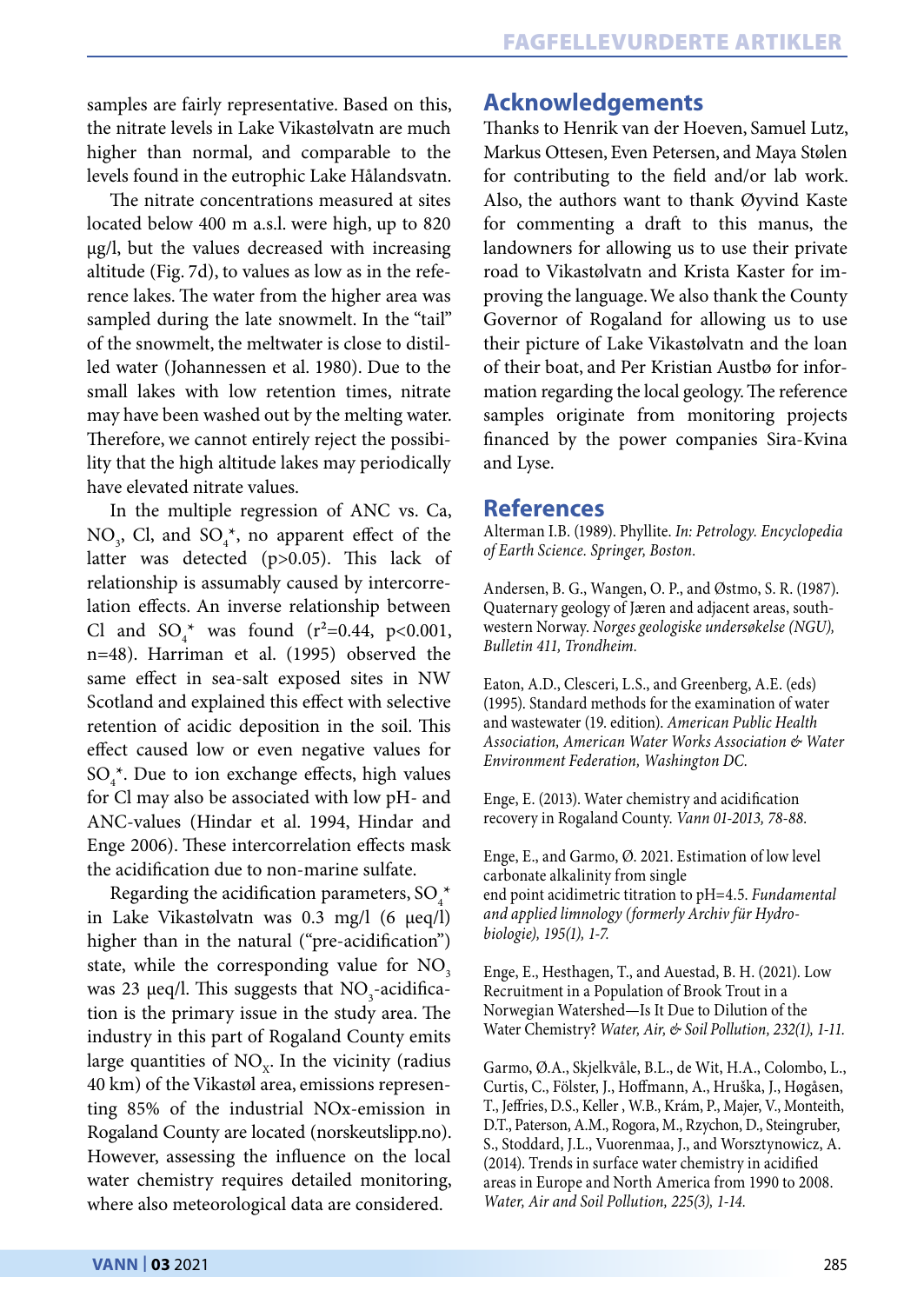samples are fairly representative. Based on this, the nitrate levels in Lake Vikastølvatn are much higher than normal, and comparable to the levels found in the eutrophic Lake Hålandsvatn.

The nitrate concentrations measured at sites located below 400 m a.s.l. were high, up to 820 µg/l, but the values decreased with increasing altitude (Fig. 7d), to values as low as in the reference lakes. The water from the higher area was sampled during the late snowmelt. In the "tail" of the snowmelt, the meltwater is close to distilled water (Johannessen et al. 1980). Due to the small lakes with low retention times, nitrate may have been washed out by the melting water. Therefore, we cannot entirely reject the possibility that the high altitude lakes may periodically have elevated nitrate values.

In the multiple regression of ANC vs. Ca, $NO_3$, Cl, and $SO_4^*$, no apparent effect of the latter was detected ($p>0.05$). This lack of relationship is assumably caused by intercorrelation effects. An inverse relationship between Cl and $SO_4^*$ was found ($r^2=0.44$, $p<0.001$, $n=48$). Harriman et al. (1995) observed the same effect in sea-salt exposed sites in NW Scotland and explained this effect with selective retention of acidic deposition in the soil. This effect caused low or even negative values for $SO_4^*$. Due to ion exchange effects, high values for Cl may also be associated with low pH- and ANC-values (Hindar et al. 1994, Hindar and Enge 2006). These intercorrelation effects mask the acidification due to non-marine sulfate.

Regarding the acidification parameters, $SO_4^*$ in Lake Vikastølvatn was 0.3 mg/l (6 µeq/l) higher than in the natural ("pre-acidification") state, while the corresponding value for $NO_3$ was 23 µeq/l. This suggests that $NO_3$-acidification is the primary issue in the study area. The industry in this part of Rogaland County emits large quantities of $NO_X$. In the vicinity (radius 40 km) of the Vikastøl area, emissions representing 85% of the industrial NOx-emission in Rogaland County are located (norskeutslipp.no). However, assessing the influence on the local water chemistry requires detailed monitoring, where also meteorological data are considered.

## Acknowledgements

Thanks to Henrik van der Hoeven, Samuel Lutz, Markus Ottesen, Even Petersen, and Maya Stølen for contributing to the field and/or lab work. Also, the authors want to thank Øyvind Kaste for commenting a draft to this manus, the landowners for allowing us to use their private road to Vikastølvatn and Krista Kaster for improving the language. We also thank the County Governor of Rogaland for allowing us to use their picture of Lake Vikastølvatn and the loan of their boat, and Per Kristian Austbø for information regarding the local geology. The reference samples originate from monitoring projects financed by the power companies Sira-Kvina and Lyse.

## References

Alterman I.B. (1989). Phyllite. *In: Petrology. Encyclopedia of Earth Science. Springer, Boston.*

Andersen, B. G., Wangen, O. P., and Østmo, S. R. (1987). Quaternary geology of Jæren and adjacent areas, southwestern Norway. *Norges geologiske undersøkelse (NGU), Bulletin 411, Trondheim.*

Eaton, A.D., Clesceri, L.S., and Greenberg, A.E. (eds) (1995). Standard methods for the examination of water and wastewater (19. edition). *American Public Health Association, American Water Works Association & Water Environment Federation, Washington DC.*

Enge, E. (2013). Water chemistry and acidification recovery in Rogaland County. *Vann 01-2013, 78-88.*

Enge, E., and Garmo, Ø. 2021. Estimation of low level carbonate alkalinity from single end point acidimetric titration to pH=4.5. *Fundamental and applied limnology (formerly Archiv für Hydrobiologie), 195(1), 1-7.*

Enge, E., Hesthagen, T., and Auestad, B. H. (2021). Low Recruitment in a Population of Brook Trout in a Norwegian Watershed—Is It Due to Dilution of the Water Chemistry? *Water, Air, & Soil Pollution, 232(1), 1-11.*

Garmo, Ø.A., Skjelkvåle, B.L., de Wit, H.A., Colombo, L., Curtis, C., Fölster, J., Hoffmann, A., Hruška, J., Høgåsen, T., Jeffries, D.S., Keller , W.B., Krám, P., Majer, V., Monteith, D.T., Paterson, A.M., Rogora, M., Rzychon, D., Steingruber, S., Stoddard, J.L., Vuorenmaa, J., and Worsztynowicz, A. (2014). Trends in surface water chemistry in acidified areas in Europe and North America from 1990 to 2008. *Water, Air and Soil Pollution, 225(3), 1-14.*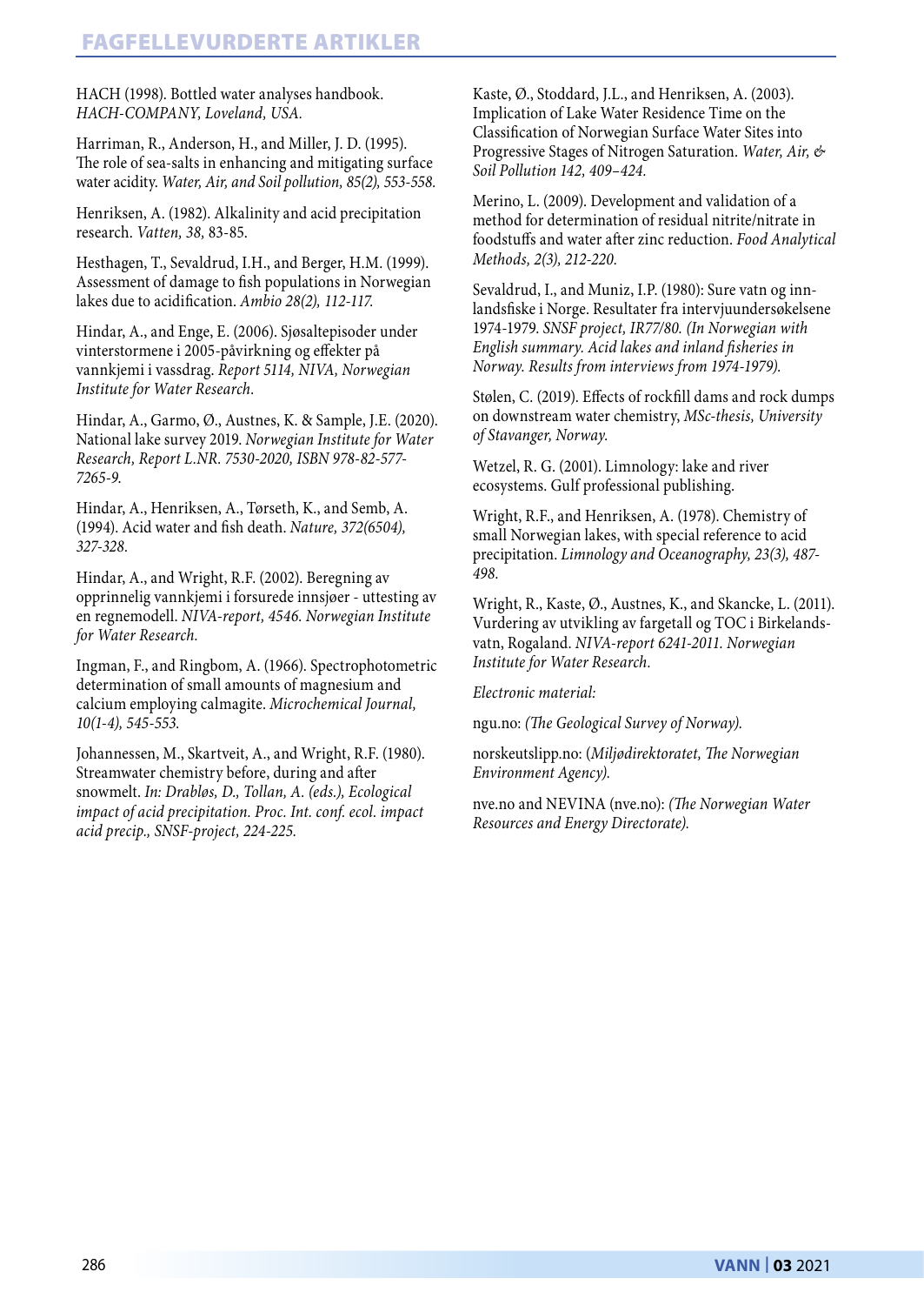HACH (1998). Bottled water analyses handbook. *HACH-COMPANY, Loveland, USA.*

Harriman, R., Anderson, H., and Miller, J. D. (1995). The role of sea-salts in enhancing and mitigating surface water acidity. *Water, Air, and Soil pollution, 85(2), 553-558.*

Henriksen, A. (1982). Alkalinity and acid precipitation research. *Vatten, 38,* 83-85.

Hesthagen, T., Sevaldrud, I.H., and Berger, H.M. (1999). Assessment of damage to fish populations in Norwegian lakes due to acidification. *Ambio 28(2), 112-117.*

Hindar, A., and Enge, E. (2006). Sjøsaltepisoder under vinterstormene i 2005-påvirkning og effekter på vannkjemi i vassdrag. *Report 5114, NIVA, Norwegian Institute for Water Research.*

Hindar, A., Garmo, Ø., Austnes, K. & Sample, J.E. (2020). National lake survey 2019. *Norwegian Institute for Water Research, Report L.NR. 7530-2020, ISBN 978-82-577-7265-9.*

Hindar, A., Henriksen, A., Tørseth, K., and Semb, A. (1994). Acid water and fish death. *Nature, 372(6504), 327-328.*

Hindar, A., and Wright, R.F. (2002). Beregning av opprinnelig vannkjemi i forsurede innsjøer - uttesting av en regnemodell. *NIVA-report, 4546. Norwegian Institute for Water Research.*

Ingman, F., and Ringbom, A. (1966). Spectrophotometric determination of small amounts of magnesium and calcium employing calmagite. *Microchemical Journal, 10(1-4), 545-553.*

Johannessen, M., Skartveit, A., and Wright, R.F. (1980). Streamwater chemistry before, during and after snowmelt. *In: Drabløs, D., Tollan, A. (eds.), Ecological impact of acid precipitation. Proc. Int. conf. ecol. impact acid precip., SNSF-project, 224-225.*

Kaste, Ø., Stoddard, J.L., and Henriksen, A. (2003). Implication of Lake Water Residence Time on the Classification of Norwegian Surface Water Sites into Progressive Stages of Nitrogen Saturation. *Water, Air, & Soil Pollution 142, 409–424.*

Merino, L. (2009). Development and validation of a method for determination of residual nitrite/nitrate in foodstuffs and water after zinc reduction. *Food Analytical Methods, 2(3), 212-220.*

Sevaldrud, I., and Muniz, I.P. (1980): Sure vatn og innlandsfiske i Norge. Resultater fra intervjuundersøkelsene 1974-1979. *SNSF project, IR77/80. (In Norwegian with English summary. Acid lakes and inland fisheries in Norway. Results from interviews from 1974-1979).*

Stølen, C. (2019). Effects of rockfill dams and rock dumps on downstream water chemistry, *MSc-thesis, University of Stavanger, Norway.*

Wetzel, R. G. (2001). Limnology: lake and river ecosystems. Gulf professional publishing.

Wright, R.F., and Henriksen, A. (1978). Chemistry of small Norwegian lakes, with special reference to acid precipitation. *Limnology and Oceanography, 23(3), 487-498.*

Wright, R., Kaste, Ø., Austnes, K., and Skancke, L. (2011). Vurdering av utvikling av fargetall og TOC i Birkelandsvatn, Rogaland. *NIVA-report 6241-2011. Norwegian Institute for Water Research.*

*Electronic material:*

ngu.no: *(The Geological Survey of Norway).*

norskeutslipp.no: (*Miljødirektoratet, The Norwegian Environment Agency).*

nve.no and NEVINA (nve.no): *(The Norwegian Water Resources and Energy Directorate).*